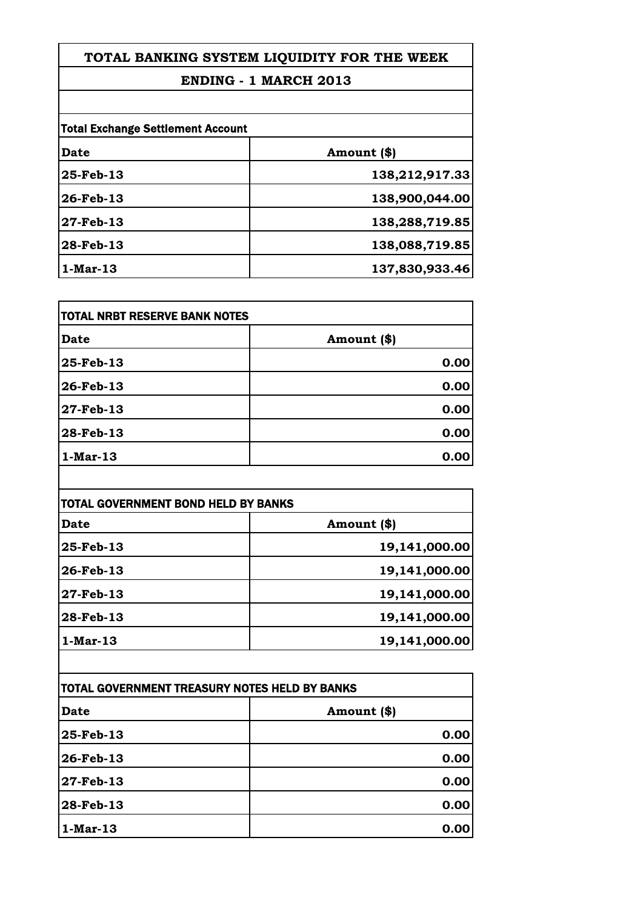# TOTAL BANKING SYSTEM LIQUIDITY FOR THE WEEK

## ENDING - 1 MARCH 2013

### Total Exchange Settlement Account

| Date | Amount ($) |
|---|---|
| 25-Feb-13 | 138,212,917.33 |
| 26-Feb-13 | 138,900,044.00 |
| 27-Feb-13 | 138,288,719.85 |
| 28-Feb-13 | 138,088,719.85 |
| 1-Mar-13 | 137,830,933.46 |

### TOTAL NRBT RESERVE BANK NOTES

| Date | Amount ($) |
|---|---|
| 25-Feb-13 | 0.00 |
| 26-Feb-13 | 0.00 |
| 27-Feb-13 | 0.00 |
| 28-Feb-13 | 0.00 |
| 1-Mar-13 | 0.00 |

### TOTAL GOVERNMENT BOND HELD BY BANKS

| Date | Amount ($) |
|---|---|
| 25-Feb-13 | 19,141,000.00 |
| 26-Feb-13 | 19,141,000.00 |
| 27-Feb-13 | 19,141,000.00 |
| 28-Feb-13 | 19,141,000.00 |
| 1-Mar-13 | 19,141,000.00 |

### TOTAL GOVERNMENT TREASURY NOTES HELD BY BANKS

| Date | Amount ($) |
|---|---|
| 25-Feb-13 | 0.00 |
| 26-Feb-13 | 0.00 |
| 27-Feb-13 | 0.00 |
| 28-Feb-13 | 0.00 |
| 1-Mar-13 | 0.00 |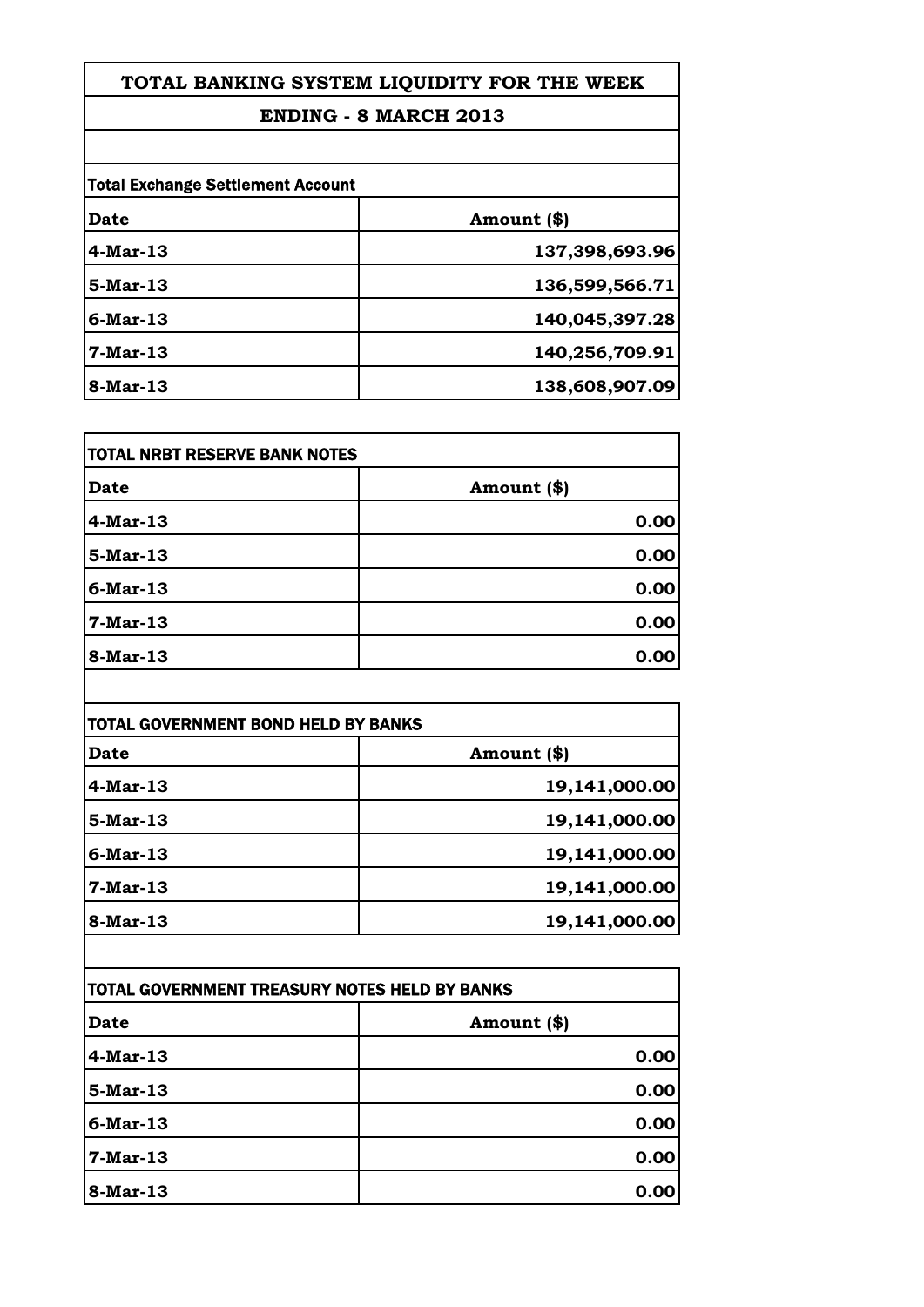# TOTAL BANKING SYSTEM LIQUIDITY FOR THE WEEK

## ENDING - 8 MARCH 2013

**Total Exchange Settlement Account**

| Date | Amount ($) |
|---|---|
| 4-Mar-13 | 137,398,693.96 |
| 5-Mar-13 | 136,599,566.71 |
| 6-Mar-13 | 140,045,397.28 |
| 7-Mar-13 | 140,256,709.91 |
| 8-Mar-13 | 138,608,907.09 |

**TOTAL NRBT RESERVE BANK NOTES**

| Date | Amount ($) |
|---|---|
| 4-Mar-13 | 0.00 |
| 5-Mar-13 | 0.00 |
| 6-Mar-13 | 0.00 |
| 7-Mar-13 | 0.00 |
| 8-Mar-13 | 0.00 |

**TOTAL GOVERNMENT BOND HELD BY BANKS**

| Date | Amount ($) |
|---|---|
| 4-Mar-13 | 19,141,000.00 |
| 5-Mar-13 | 19,141,000.00 |
| 6-Mar-13 | 19,141,000.00 |
| 7-Mar-13 | 19,141,000.00 |
| 8-Mar-13 | 19,141,000.00 |

**TOTAL GOVERNMENT TREASURY NOTES HELD BY BANKS**

| Date | Amount ($) |
|---|---|
| 4-Mar-13 | 0.00 |
| 5-Mar-13 | 0.00 |
| 6-Mar-13 | 0.00 |
| 7-Mar-13 | 0.00 |
| 8-Mar-13 | 0.00 |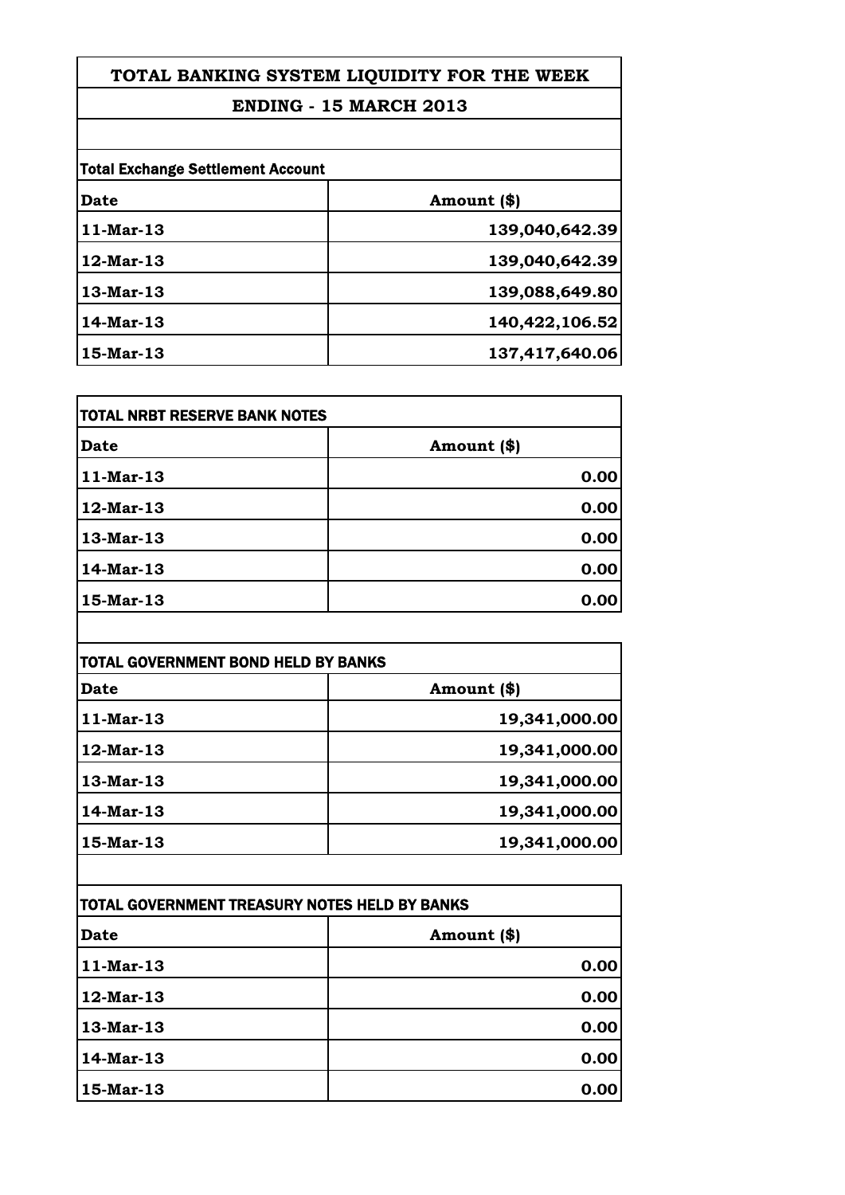# TOTAL BANKING SYSTEM LIQUIDITY FOR THE WEEK

## ENDING - 15 MARCH 2013

### Total Exchange Settlement Account

| Date | Amount ($) |
|---|---|
| 11-Mar-13 | 139,040,642.39 |
| 12-Mar-13 | 139,040,642.39 |
| 13-Mar-13 | 139,088,649.80 |
| 14-Mar-13 | 140,422,106.52 |
| 15-Mar-13 | 137,417,640.06 |

### TOTAL NRBT RESERVE BANK NOTES

| Date | Amount ($) |
|---|---|
| 11-Mar-13 | 0.00 |
| 12-Mar-13 | 0.00 |
| 13-Mar-13 | 0.00 |
| 14-Mar-13 | 0.00 |
| 15-Mar-13 | 0.00 |

### TOTAL GOVERNMENT BOND HELD BY BANKS

| Date | Amount ($) |
|---|---|
| 11-Mar-13 | 19,341,000.00 |
| 12-Mar-13 | 19,341,000.00 |
| 13-Mar-13 | 19,341,000.00 |
| 14-Mar-13 | 19,341,000.00 |
| 15-Mar-13 | 19,341,000.00 |

### TOTAL GOVERNMENT TREASURY NOTES HELD BY BANKS

| Date | Amount ($) |
|---|---|
| 11-Mar-13 | 0.00 |
| 12-Mar-13 | 0.00 |
| 13-Mar-13 | 0.00 |
| 14-Mar-13 | 0.00 |
| 15-Mar-13 | 0.00 |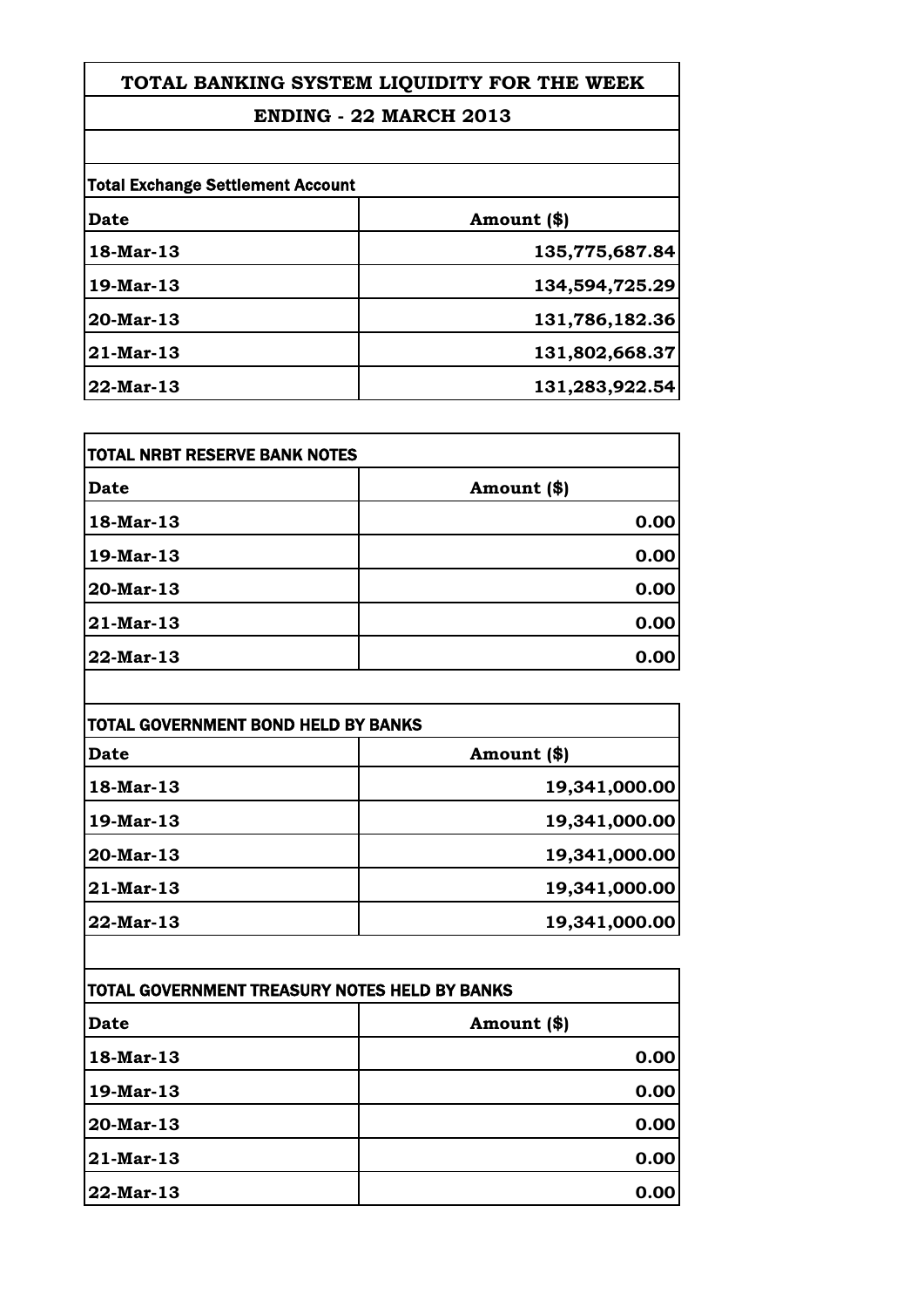# TOTAL BANKING SYSTEM LIQUIDITY FOR THE WEEK

## ENDING - 22 MARCH 2013

**Total Exchange Settlement Account**

| Date | Amount ($) |
|---|---|
| 18-Mar-13 | 135,775,687.84 |
| 19-Mar-13 | 134,594,725.29 |
| 20-Mar-13 | 131,786,182.36 |
| 21-Mar-13 | 131,802,668.37 |
| 22-Mar-13 | 131,283,922.54 |

**TOTAL NRBT RESERVE BANK NOTES**

| Date | Amount ($) |
|---|---|
| 18-Mar-13 | 0.00 |
| 19-Mar-13 | 0.00 |
| 20-Mar-13 | 0.00 |
| 21-Mar-13 | 0.00 |
| 22-Mar-13 | 0.00 |

**TOTAL GOVERNMENT BOND HELD BY BANKS**

| Date | Amount ($) |
|---|---|
| 18-Mar-13 | 19,341,000.00 |
| 19-Mar-13 | 19,341,000.00 |
| 20-Mar-13 | 19,341,000.00 |
| 21-Mar-13 | 19,341,000.00 |
| 22-Mar-13 | 19,341,000.00 |

**TOTAL GOVERNMENT TREASURY NOTES HELD BY BANKS**

| Date | Amount ($) |
|---|---|
| 18-Mar-13 | 0.00 |
| 19-Mar-13 | 0.00 |
| 20-Mar-13 | 0.00 |
| 21-Mar-13 | 0.00 |
| 22-Mar-13 | 0.00 |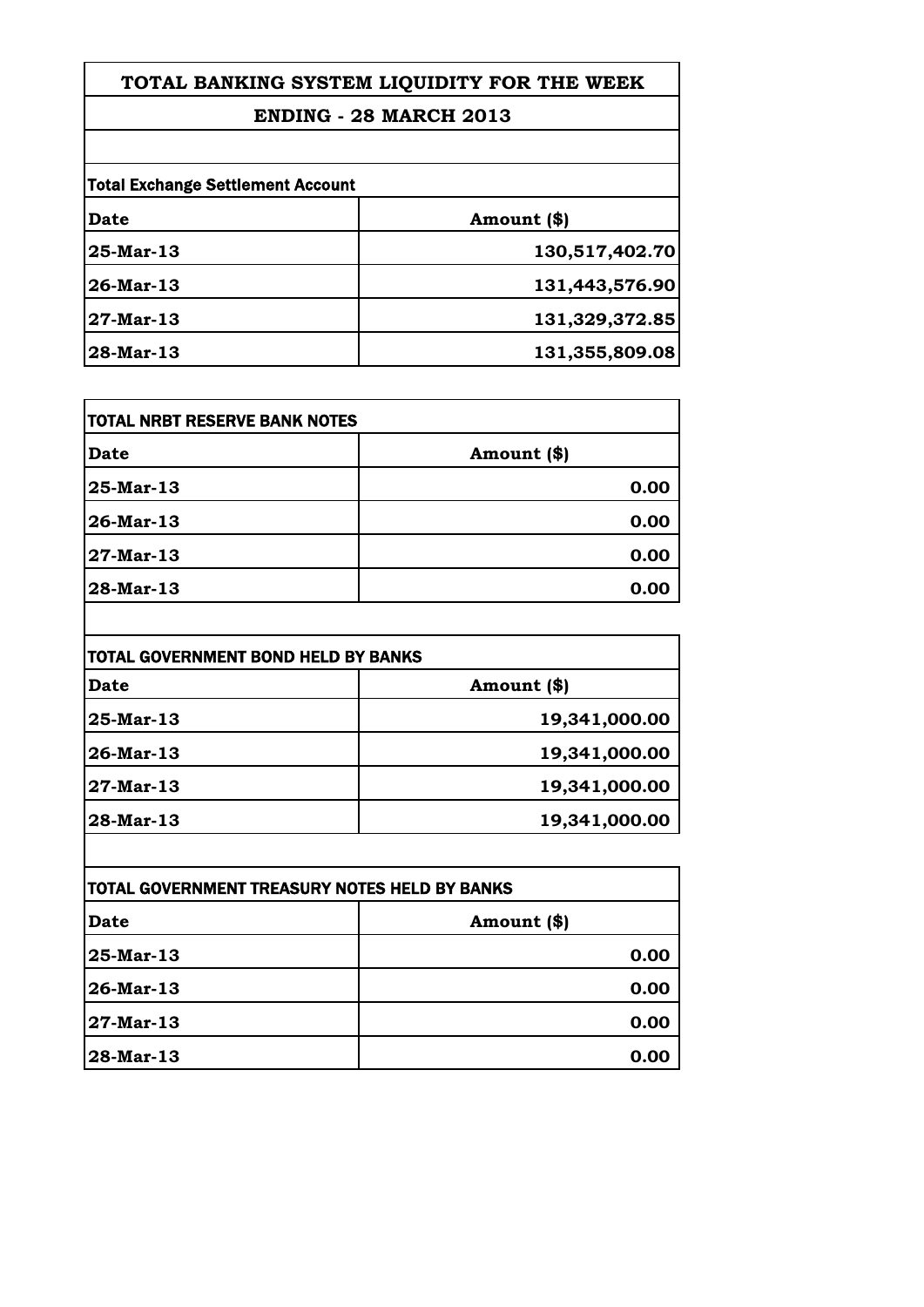# TOTAL BANKING SYSTEM LIQUIDITY FOR THE WEEK

## ENDING - 28 MARCH 2013

**Total Exchange Settlement Account**

| Date | Amount ($) |
|---|---|
| 25-Mar-13 | 130,517,402.70 |
| 26-Mar-13 | 131,443,576.90 |
| 27-Mar-13 | 131,329,372.85 |
| 28-Mar-13 | 131,355,809.08 |

**TOTAL NRBT RESERVE BANK NOTES**

| Date | Amount ($) |
|---|---|
| 25-Mar-13 | 0.00 |
| 26-Mar-13 | 0.00 |
| 27-Mar-13 | 0.00 |
| 28-Mar-13 | 0.00 |

**TOTAL GOVERNMENT BOND HELD BY BANKS**

| Date | Amount ($) |
|---|---|
| 25-Mar-13 | 19,341,000.00 |
| 26-Mar-13 | 19,341,000.00 |
| 27-Mar-13 | 19,341,000.00 |
| 28-Mar-13 | 19,341,000.00 |

**TOTAL GOVERNMENT TREASURY NOTES HELD BY BANKS**

| Date | Amount ($) |
|---|---|
| 25-Mar-13 | 0.00 |
| 26-Mar-13 | 0.00 |
| 27-Mar-13 | 0.00 |
| 28-Mar-13 | 0.00 |